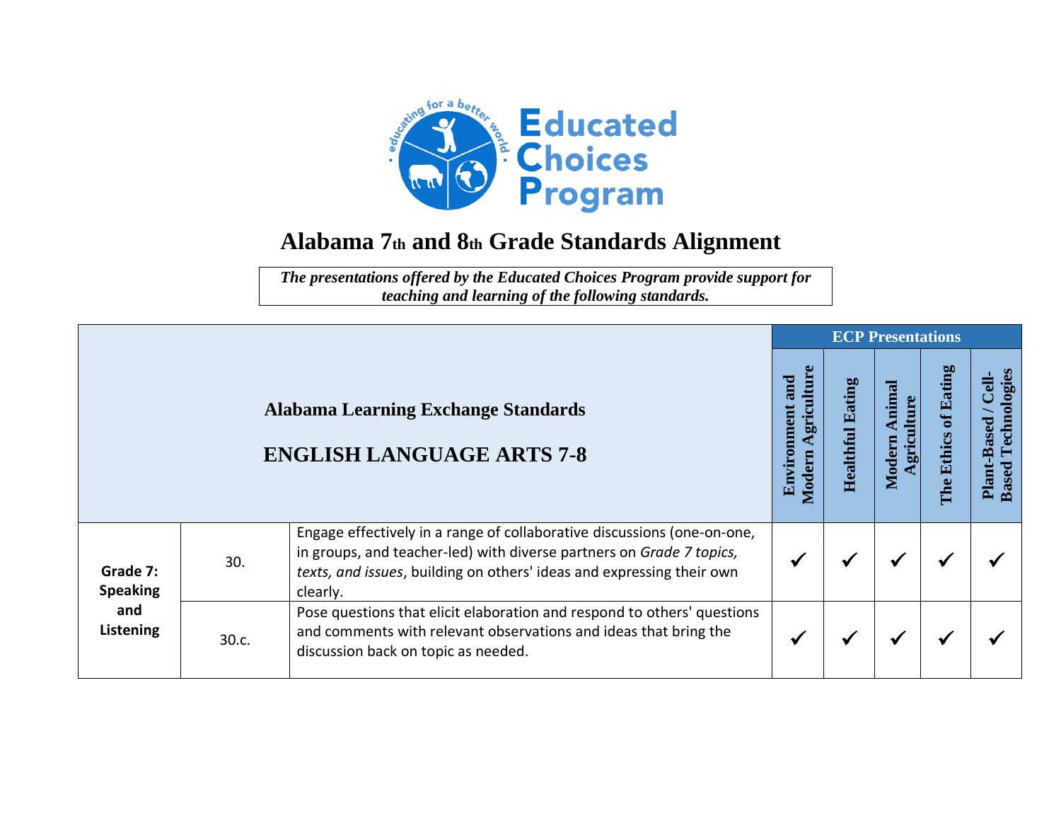# Alabama 7th and 8th Grade Standards Alignment

***The presentations offered by the Educated Choices Program provide support for teaching and learning of the following standards.***

| **Alabama Learning Exchange Standards — ENGLISH LANGUAGE ARTS 7-8** | | | **ECP Presentations: Environment and Modern Agriculture** | **Healthful Eating** | **Modern Animal Agriculture** | **The Ethics of Eating** | **Plant-Based / Cell-Based Technologies** |
|---|---|---|---|---|---|---|---|
| **Grade 7: Speaking and Listening** | 30. | Engage effectively in a range of collaborative discussions (one-on-one, in groups, and teacher-led) with diverse partners on *Grade 7 topics, texts, and issues*, building on others' ideas and expressing their own clearly. | ✓ | ✓ | ✓ | ✓ | ✓ |
| | 30.c. | Pose questions that elicit elaboration and respond to others' questions and comments with relevant observations and ideas that bring the discussion back on topic as needed. | ✓ | ✓ | ✓ | ✓ | ✓ |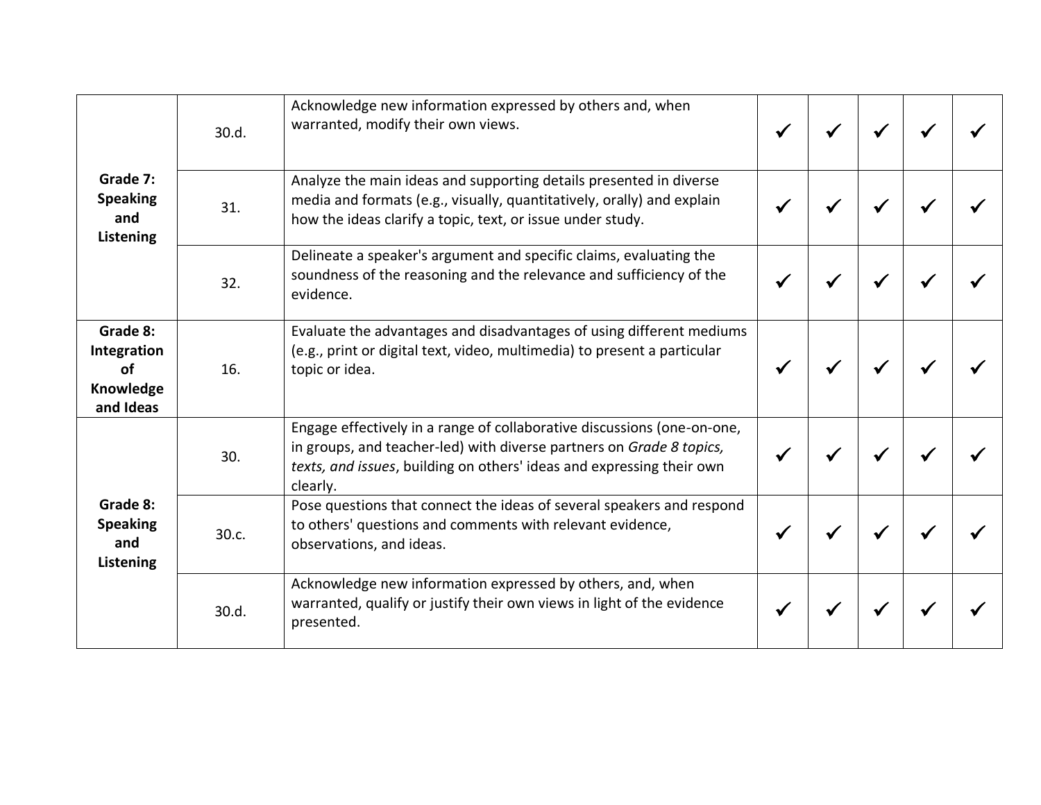| | | | | | | | |
|---|---|---|---|---|---|---|---|
| **Grade 7: Speaking and Listening** | 30.d. | Acknowledge new information expressed by others and, when warranted, modify their own views. | ✓ | ✓ | ✓ | ✓ | ✓ |
| | 31. | Analyze the main ideas and supporting details presented in diverse media and formats (e.g., visually, quantitatively, orally) and explain how the ideas clarify a topic, text, or issue under study. | ✓ | ✓ | ✓ | ✓ | ✓ |
| | 32. | Delineate a speaker's argument and specific claims, evaluating the soundness of the reasoning and the relevance and sufficiency of the evidence. | ✓ | ✓ | ✓ | ✓ | ✓ |
| **Grade 8: Integration of Knowledge and Ideas** | 16. | Evaluate the advantages and disadvantages of using different mediums (e.g., print or digital text, video, multimedia) to present a particular topic or idea. | ✓ | ✓ | ✓ | ✓ | ✓ |
| **Grade 8: Speaking and Listening** | 30. | Engage effectively in a range of collaborative discussions (one-on-one, in groups, and teacher-led) with diverse partners on *Grade 8 topics, texts, and issues*, building on others' ideas and expressing their own clearly. | ✓ | ✓ | ✓ | ✓ | ✓ |
| | 30.c. | Pose questions that connect the ideas of several speakers and respond to others' questions and comments with relevant evidence, observations, and ideas. | ✓ | ✓ | ✓ | ✓ | ✓ |
| | 30.d. | Acknowledge new information expressed by others, and, when warranted, qualify or justify their own views in light of the evidence presented. | ✓ | ✓ | ✓ | ✓ | ✓ |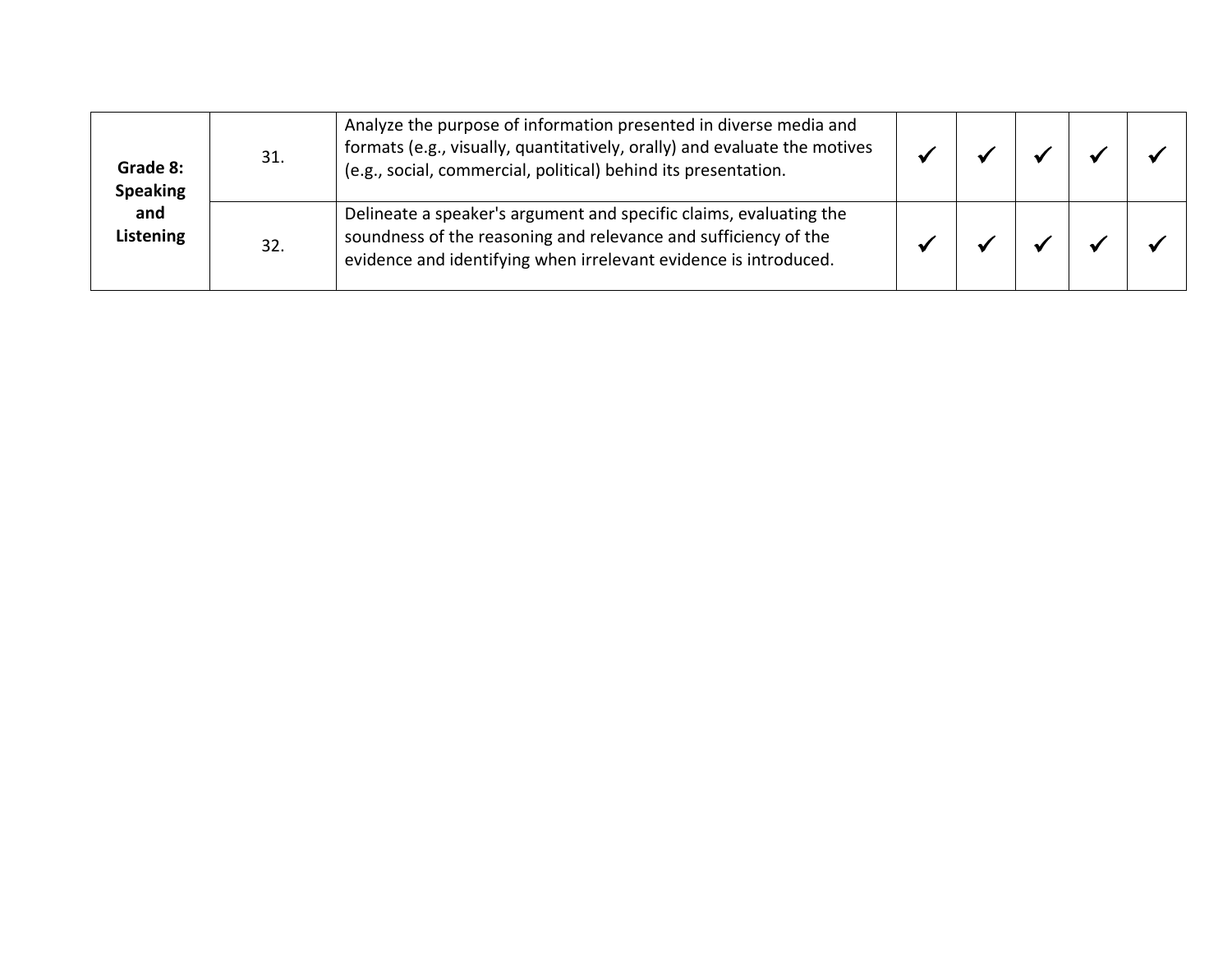| | | | | | | | |
|---|---|---|---|---|---|---|---|
| **Grade 8: Speaking and Listening** | 31. | Analyze the purpose of information presented in diverse media and formats (e.g., visually, quantitatively, orally) and evaluate the motives (e.g., social, commercial, political) behind its presentation. | ✓ | ✓ | ✓ | ✓ | ✓ |
| | 32. | Delineate a speaker's argument and specific claims, evaluating the soundness of the reasoning and relevance and sufficiency of the evidence and identifying when irrelevant evidence is introduced. | ✓ | ✓ | ✓ | ✓ | ✓ |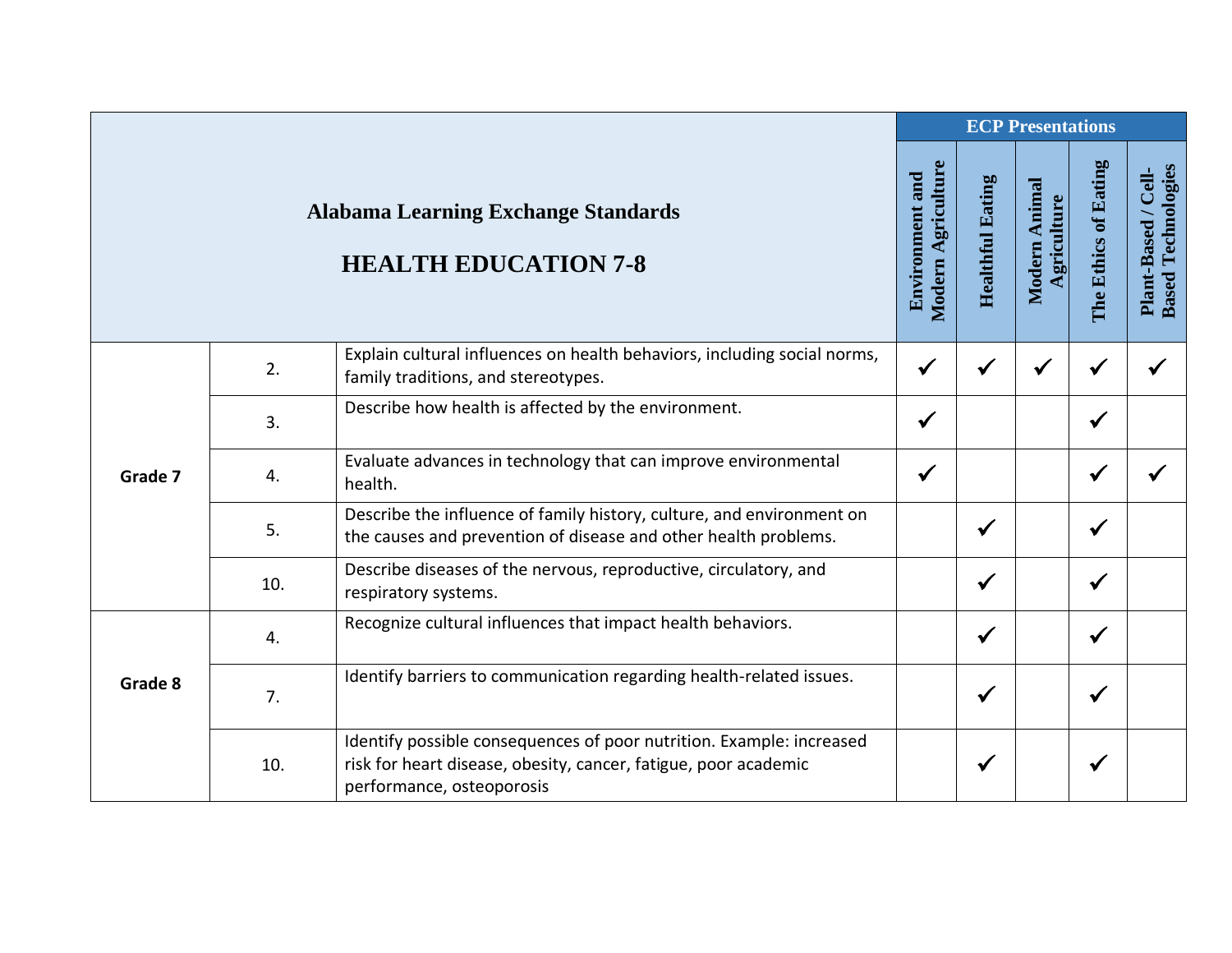| Alabama Learning Exchange Standards<br><br>HEALTH EDUCATION 7-8 | | | ECP Presentations | | | | |
|---|---|---|---|---|---|---|---|
| | | | Environment and Modern Agriculture | Healthful Eating | Modern Animal Agriculture | The Ethics of Eating | Plant-Based / Cell-Based Technologies |
| **Grade 7** | 2. | Explain cultural influences on health behaviors, including social norms, family traditions, and stereotypes. | ✓ | ✓ | ✓ | ✓ | ✓ |
| | 3. | Describe how health is affected by the environment. | ✓ | | | ✓ | |
| | 4. | Evaluate advances in technology that can improve environmental health. | ✓ | | | ✓ | ✓ |
| | 5. | Describe the influence of family history, culture, and environment on the causes and prevention of disease and other health problems. | | ✓ | | ✓ | |
| | 10. | Describe diseases of the nervous, reproductive, circulatory, and respiratory systems. | | ✓ | | ✓ | |
| **Grade 8** | 4. | Recognize cultural influences that impact health behaviors. | | ✓ | | ✓ | |
| | 7. | Identify barriers to communication regarding health-related issues. | | ✓ | | ✓ | |
| | 10. | Identify possible consequences of poor nutrition. Example: increased risk for heart disease, obesity, cancer, fatigue, poor academic performance, osteoporosis | | ✓ | | ✓ | |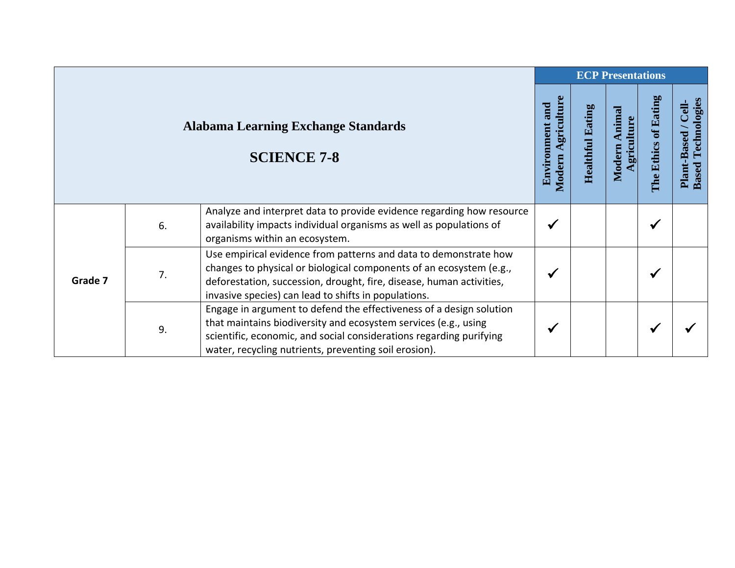| Alabama Learning Exchange Standards<br><br>SCIENCE 7-8 | | | ECP Presentations | | | | |
|---|---|---|---|---|---|---|---|
| | | | Environment and Modern Agriculture | Healthful Eating | Modern Animal Agriculture | The Ethics of Eating | Plant-Based / Cell-Based Technologies |
| Grade 7 | 6. | Analyze and interpret data to provide evidence regarding how resource availability impacts individual organisms as well as populations of organisms within an ecosystem. | ✓ | | | ✓ | |
| | 7. | Use empirical evidence from patterns and data to demonstrate how changes to physical or biological components of an ecosystem (e.g., deforestation, succession, drought, fire, disease, human activities, invasive species) can lead to shifts in populations. | ✓ | | | ✓ | |
| | 9. | Engage in argument to defend the effectiveness of a design solution that maintains biodiversity and ecosystem services (e.g., using scientific, economic, and social considerations regarding purifying water, recycling nutrients, preventing soil erosion). | ✓ | | | ✓ | ✓ |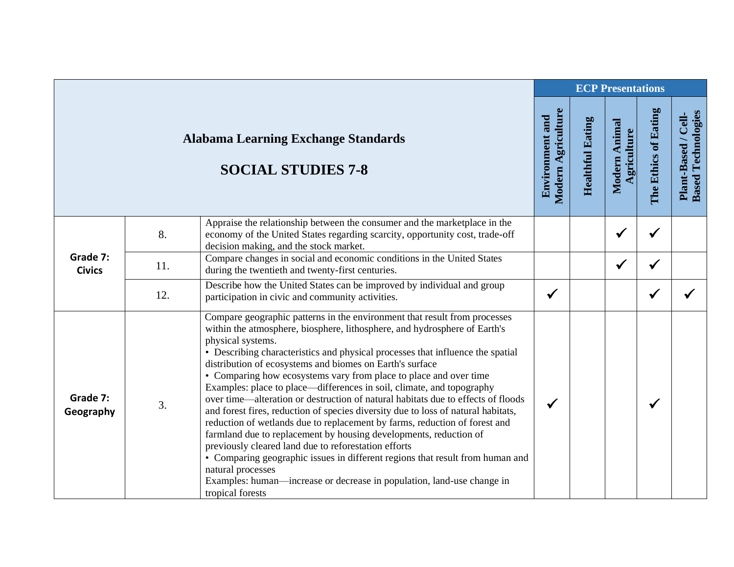| Alabama Learning Exchange Standards<br><br>SOCIAL STUDIES 7-8 | | | ECP Presentations | | | | |
|---|---|---|---|---|---|---|---|
| | | | Environment and Modern Agriculture | Healthful Eating | Modern Animal Agriculture | The Ethics of Eating | Plant-Based / Cell-Based Technologies |
| **Grade 7: Civics** | 8. | Appraise the relationship between the consumer and the marketplace in the economy of the United States regarding scarcity, opportunity cost, trade-off decision making, and the stock market. | | | ✓ | ✓ | |
| | 11. | Compare changes in social and economic conditions in the United States during the twentieth and twenty-first centuries. | | | ✓ | ✓ | |
| | 12. | Describe how the United States can be improved by individual and group participation in civic and community activities. | ✓ | | | ✓ | ✓ |
| **Grade 7: Geography** | 3. | Compare geographic patterns in the environment that result from processes within the atmosphere, biosphere, lithosphere, and hydrosphere of Earth's physical systems.<br>• Describing characteristics and physical processes that influence the spatial distribution of ecosystems and biomes on Earth's surface<br>• Comparing how ecosystems vary from place to place and over time<br>Examples: place to place—differences in soil, climate, and topography<br>over time—alteration or destruction of natural habitats due to effects of floods and forest fires, reduction of species diversity due to loss of natural habitats, reduction of wetlands due to replacement by farms, reduction of forest and farmland due to replacement by housing developments, reduction of previously cleared land due to reforestation efforts<br>• Comparing geographic issues in different regions that result from human and natural processes<br>Examples: human—increase or decrease in population, land-use change in tropical forests | ✓ | | | ✓ | |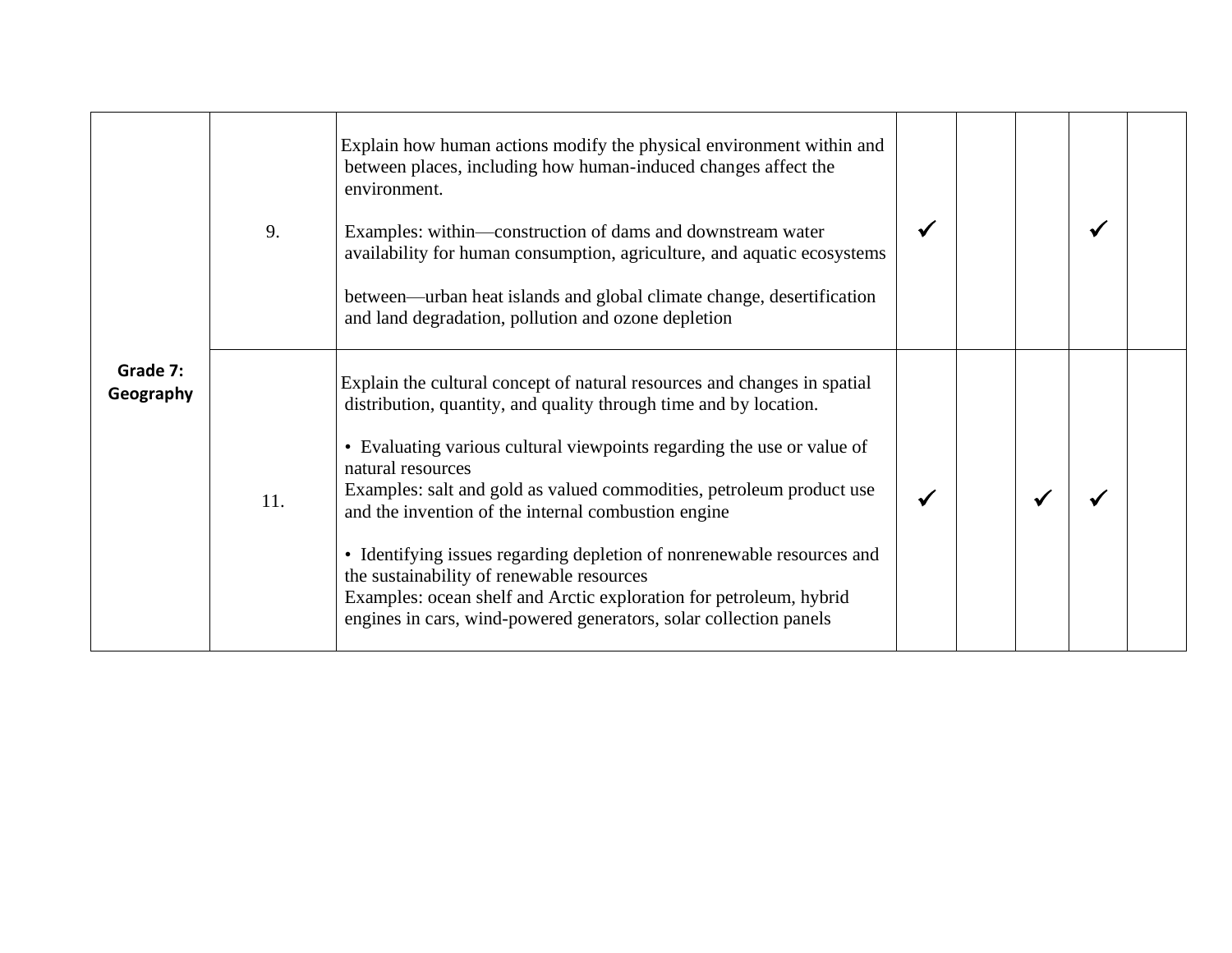| | | | | | | | |
|---|---|---|---|---|---|---|---|
| **Grade 7: Geography** | 9. | Explain how human actions modify the physical environment within and between places, including how human-induced changes affect the environment.<br><br>Examples: within—construction of dams and downstream water availability for human consumption, agriculture, and aquatic ecosystems<br><br>between—urban heat islands and global climate change, desertification and land degradation, pollution and ozone depletion | ✓ | | | ✓ | |
| | 11. | Explain the cultural concept of natural resources and changes in spatial distribution, quantity, and quality through time and by location.<br><br>• Evaluating various cultural viewpoints regarding the use or value of natural resources<br>Examples: salt and gold as valued commodities, petroleum product use and the invention of the internal combustion engine<br><br>• Identifying issues regarding depletion of nonrenewable resources and the sustainability of renewable resources<br>Examples: ocean shelf and Arctic exploration for petroleum, hybrid engines in cars, wind-powered generators, solar collection panels | ✓ | | ✓ | ✓ | |